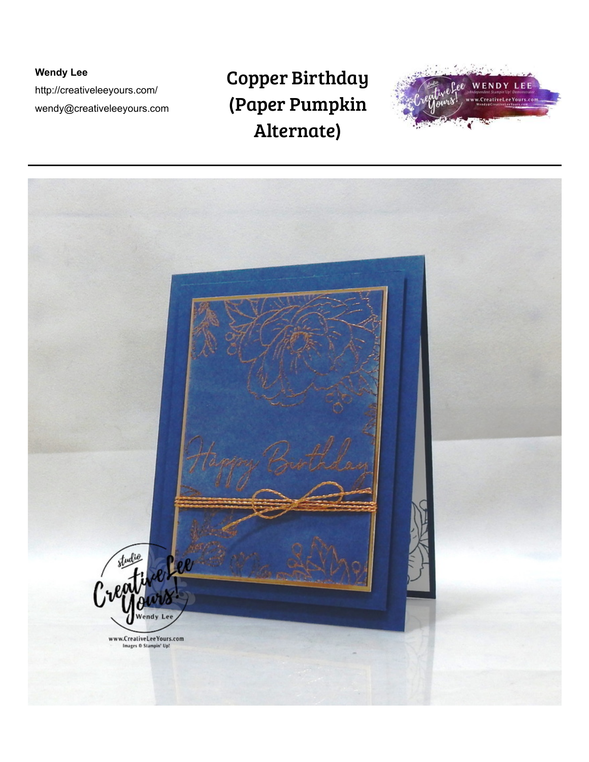**Wendy Lee**
http://creativeleeyours.com/
wendy@creativeleeyours.com

# Copper Birthday (Paper Pumpkin Alternate)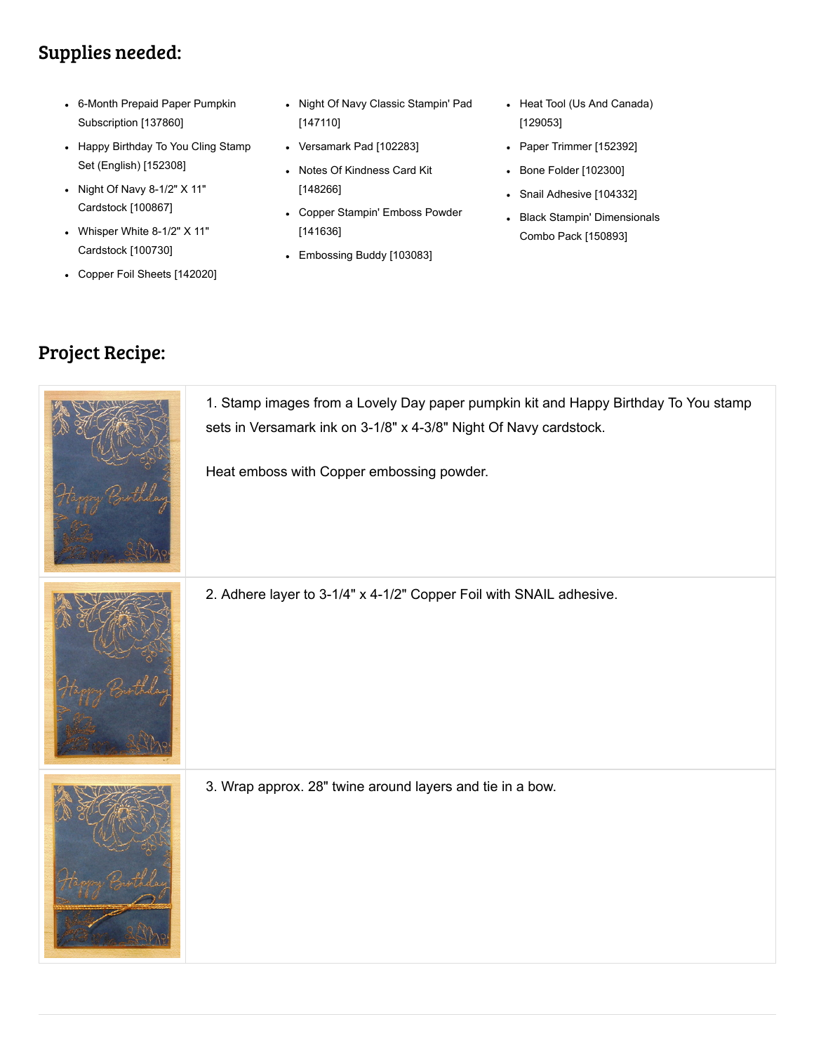## Supplies needed:

- 6-Month Prepaid Paper Pumpkin Subscription [137860]
- Happy Birthday To You Cling Stamp Set (English) [152308]
- Night Of Navy 8-1/2" X 11" Cardstock [100867]
- Whisper White 8-1/2" X 11" Cardstock [100730]
- Copper Foil Sheets [142020]
- Night Of Navy Classic Stampin' Pad [147110]
- Versamark Pad [102283]
- Notes Of Kindness Card Kit [148266]
- Copper Stampin' Emboss Powder [141636]
- Embossing Buddy [103083]
- Heat Tool (Us And Canada) [129053]
- Paper Trimmer [152392]
- Bone Folder [102300]
- Snail Adhesive [104332]
- Black Stampin' Dimensionals Combo Pack [150893]

## Project Recipe:

1. Stamp images from a Lovely Day paper pumpkin kit and Happy Birthday To You stamp sets in Versamark ink on 3-1/8" x 4-3/8" Night Of Navy cardstock.

   Heat emboss with Copper embossing powder.

2. Adhere layer to 3-1/4" x 4-1/2" Copper Foil with SNAIL adhesive.

3. Wrap approx. 28" twine around layers and tie in a bow.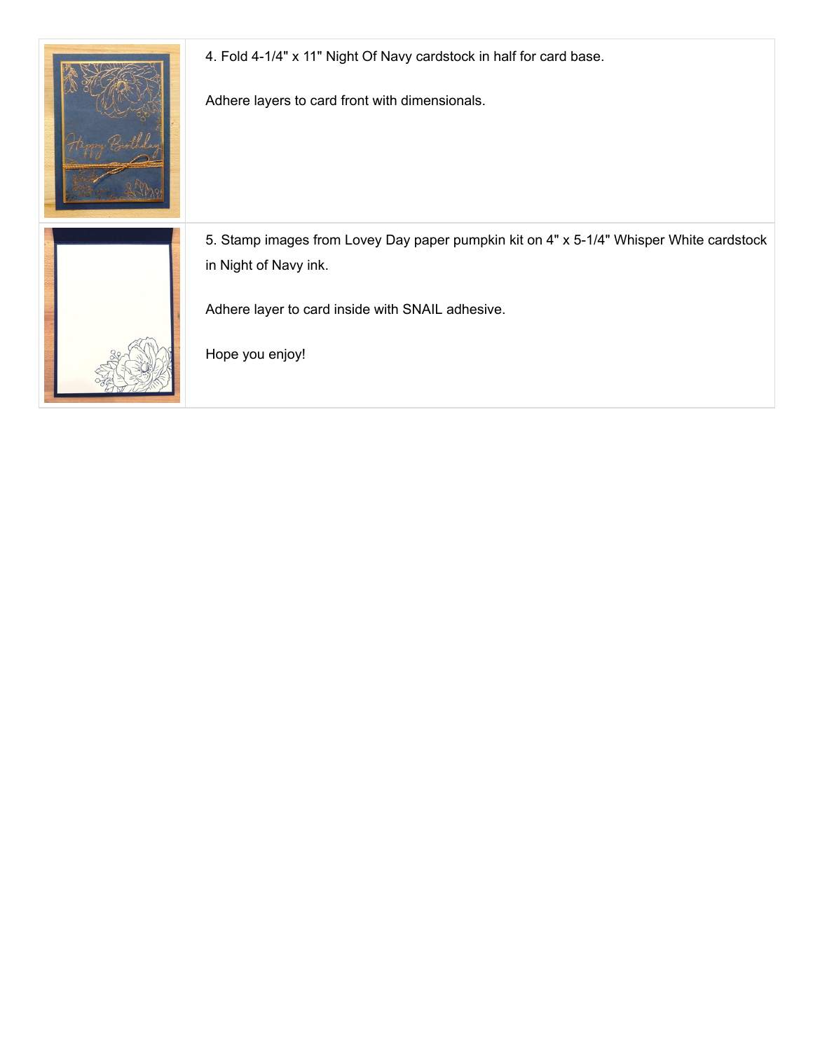4. Fold 4-1/4" x 11" Night Of Navy cardstock in half for card base.

Adhere layers to card front with dimensionals.

5. Stamp images from Lovey Day paper pumpkin kit on 4" x 5-1/4" Whisper White cardstock in Night of Navy ink.

Adhere layer to card inside with SNAIL adhesive.

Hope you enjoy!